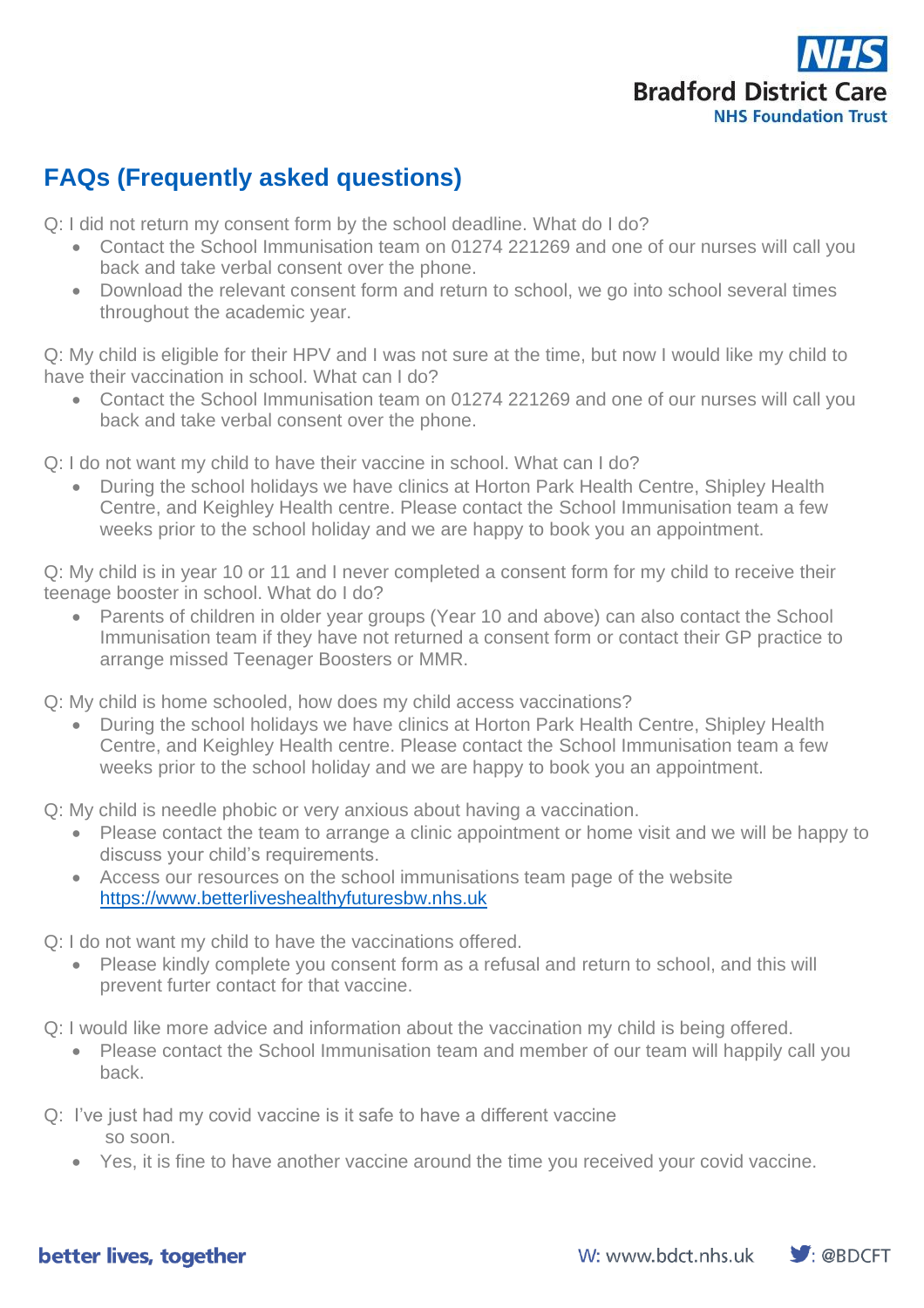# FAQs (Frequently asked questions)

Q: I did not return my consent form by the school deadline. What do I do?

- Contact the School Immunisation team on 01274 221269 and one of our nurses will call you back and take verbal consent over the phone.
- Download the relevant consent form and return to school, we go into school several times throughout the academic year.

Q: My child is eligible for their HPV and I was not sure at the time, but now I would like my child to have their vaccination in school. What can I do?

- Contact the School Immunisation team on 01274 221269 and one of our nurses will call you back and take verbal consent over the phone.

Q: I do not want my child to have their vaccine in school. What can I do?

- During the school holidays we have clinics at Horton Park Health Centre, Shipley Health Centre, and Keighley Health centre. Please contact the School Immunisation team a few weeks prior to the school holiday and we are happy to book you an appointment.

Q: My child is in year 10 or 11 and I never completed a consent form for my child to receive their teenage booster in school. What do I do?

- Parents of children in older year groups (Year 10 and above) can also contact the School Immunisation team if they have not returned a consent form or contact their GP practice to arrange missed Teenager Boosters or MMR.

Q: My child is home schooled, how does my child access vaccinations?

- During the school holidays we have clinics at Horton Park Health Centre, Shipley Health Centre, and Keighley Health centre. Please contact the School Immunisation team a few weeks prior to the school holiday and we are happy to book you an appointment.

Q: My child is needle phobic or very anxious about having a vaccination.

- Please contact the team to arrange a clinic appointment or home visit and we will be happy to discuss your child's requirements.
- Access our resources on the school immunisations team page of the website [https://www.betterliveshealthyfuturesbw.nhs.uk](https://www.betterliveshealthyfuturesbw.nhs.uk)

Q: I do not want my child to have the vaccinations offered.

- Please kindly complete you consent form as a refusal and return to school, and this will prevent furter contact for that vaccine.

Q: I would like more advice and information about the vaccination my child is being offered.

- Please contact the School Immunisation team and member of our team will happily call you back.

Q: I've just had my covid vaccine is it safe to have a different vaccine so soon.

- Yes, it is fine to have another vaccine around the time you received your covid vaccine.